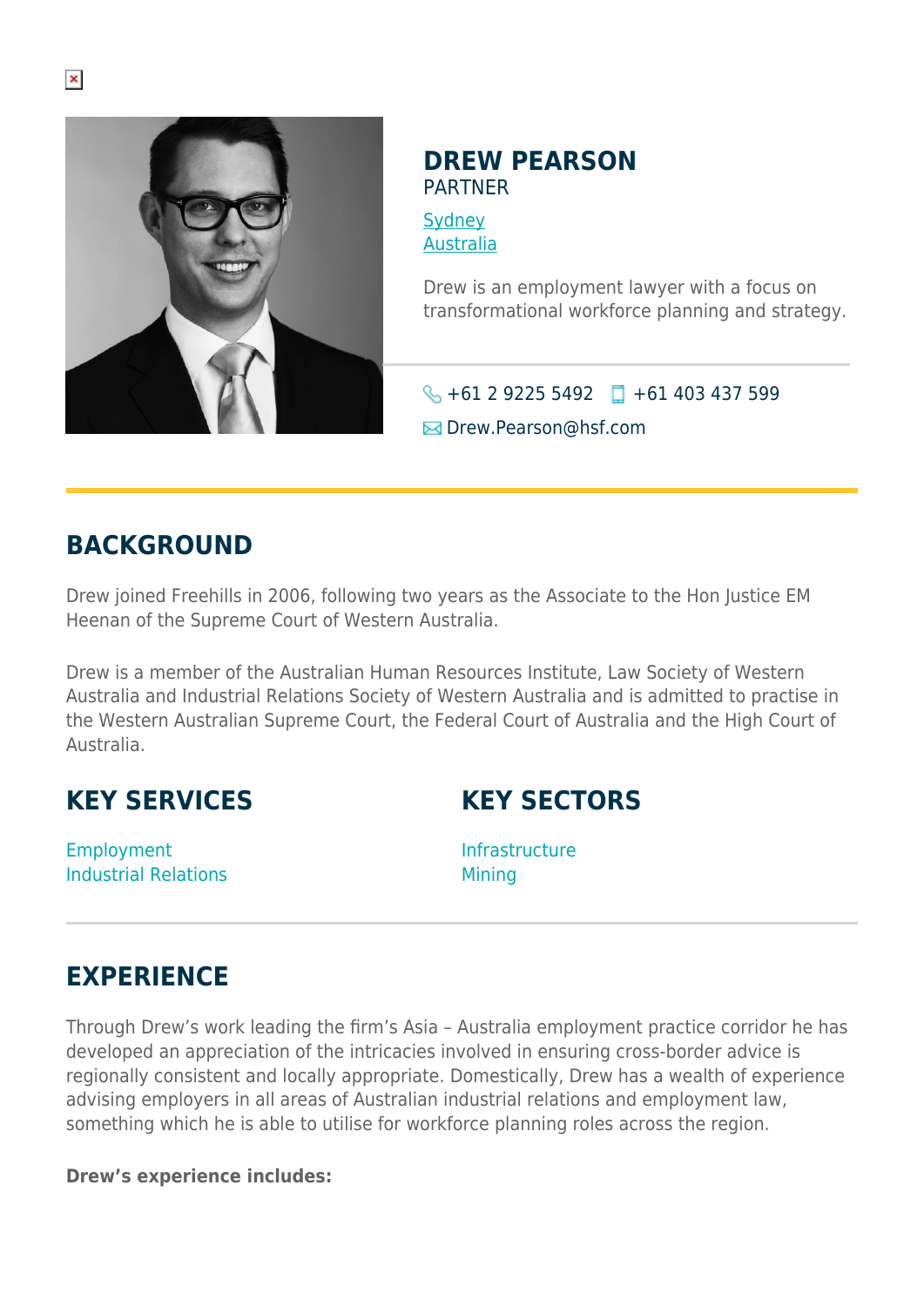# DREW PEARSON

PARTNER

[Sydney](#)
[Australia](#)

Drew is an employment lawyer with a focus on transformational workforce planning and strategy.

+61 2 9225 5492 +61 403 437 599

Drew.Pearson@hsf.com

## BACKGROUND

Drew joined Freehills in 2006, following two years as the Associate to the Hon Justice EM Heenan of the Supreme Court of Western Australia.

Drew is a member of the Australian Human Resources Institute, Law Society of Western Australia and Industrial Relations Society of Western Australia and is admitted to practise in the Western Australian Supreme Court, the Federal Court of Australia and the High Court of Australia.

## KEY SERVICES

Employment
Industrial Relations

## KEY SECTORS

Infrastructure
Mining

## EXPERIENCE

Through Drew's work leading the firm's Asia – Australia employment practice corridor he has developed an appreciation of the intricacies involved in ensuring cross-border advice is regionally consistent and locally appropriate. Domestically, Drew has a wealth of experience advising employers in all areas of Australian industrial relations and employment law, something which he is able to utilise for workforce planning roles across the region.

**Drew's experience includes:**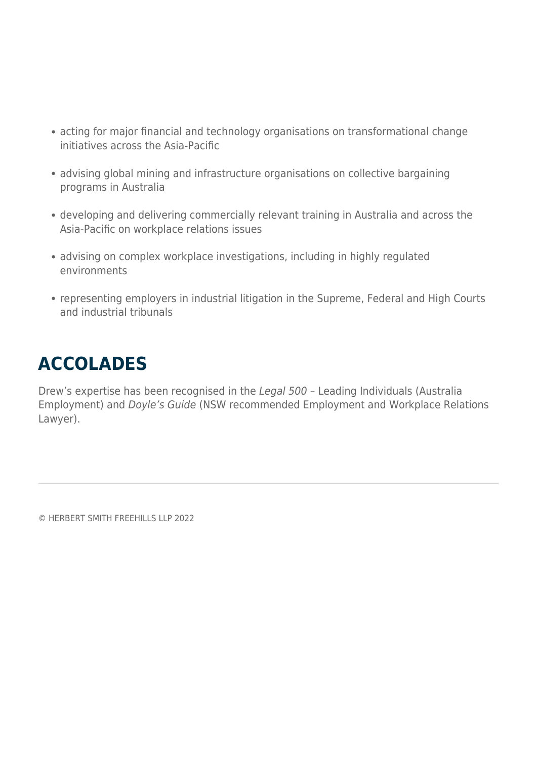- acting for major financial and technology organisations on transformational change initiatives across the Asia-Pacific
- advising global mining and infrastructure organisations on collective bargaining programs in Australia
- developing and delivering commercially relevant training in Australia and across the Asia-Pacific on workplace relations issues
- advising on complex workplace investigations, including in highly regulated environments
- representing employers in industrial litigation in the Supreme, Federal and High Courts and industrial tribunals

## ACCOLADES

Drew's expertise has been recognised in the *Legal 500* – Leading Individuals (Australia Employment) and *Doyle's Guide* (NSW recommended Employment and Workplace Relations Lawyer).

---

© HERBERT SMITH FREEHILLS LLP 2022